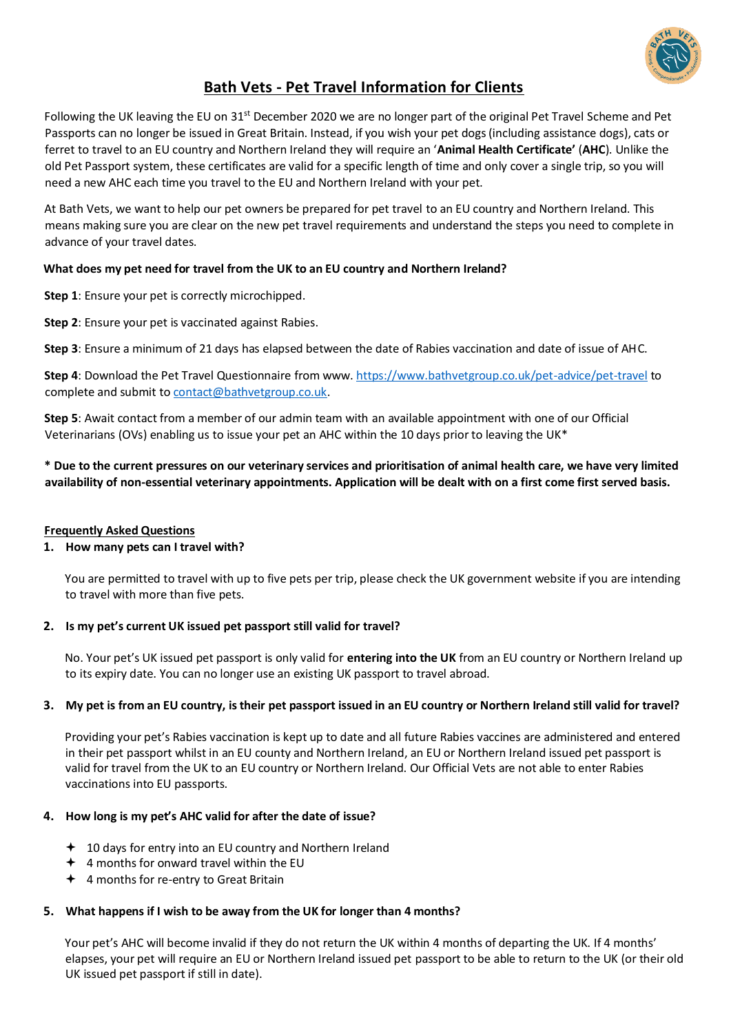# Bath Vets - Pet Travel Information for Clients

Following the UK leaving the EU on 31st December 2020 we are no longer part of the original Pet Travel Scheme and Pet Passports can no longer be issued in Great Britain. Instead, if you wish your pet dogs (including assistance dogs), cats or ferret to travel to an EU country and Northern Ireland they will require an '**Animal Health Certificate'** (**AHC**). Unlike the old Pet Passport system, these certificates are valid for a specific length of time and only cover a single trip, so you will need a new AHC each time you travel to the EU and Northern Ireland with your pet.

At Bath Vets, we want to help our pet owners be prepared for pet travel to an EU country and Northern Ireland. This means making sure you are clear on the new pet travel requirements and understand the steps you need to complete in advance of your travel dates.

**What does my pet need for travel from the UK to an EU country and Northern Ireland?**

**Step 1**: Ensure your pet is correctly microchipped.

**Step 2**: Ensure your pet is vaccinated against Rabies.

**Step 3**: Ensure a minimum of 21 days has elapsed between the date of Rabies vaccination and date of issue of AHC.

**Step 4**: Download the Pet Travel Questionnaire from www. https://www.bathvetgroup.co.uk/pet-advice/pet-travel to complete and submit to contact@bathvetgroup.co.uk.

**Step 5**: Await contact from a member of our admin team with an available appointment with one of our Official Veterinarians (OVs) enabling us to issue your pet an AHC within the 10 days prior to leaving the UK*

**\* Due to the current pressures on our veterinary services and prioritisation of animal health care, we have very limited availability of non-essential veterinary appointments. Application will be dealt with on a first come first served basis.**

## Frequently Asked Questions

1. **How many pets can I travel with?**

   You are permitted to travel with up to five pets per trip, please check the UK government website if you are intending to travel with more than five pets.

2. **Is my pet's current UK issued pet passport still valid for travel?**

   No. Your pet's UK issued pet passport is only valid for **entering into the UK** from an EU country or Northern Ireland up to its expiry date. You can no longer use an existing UK passport to travel abroad.

3. **My pet is from an EU country, is their pet passport issued in an EU country or Northern Ireland still valid for travel?**

   Providing your pet's Rabies vaccination is kept up to date and all future Rabies vaccines are administered and entered in their pet passport whilst in an EU county and Northern Ireland, an EU or Northern Ireland issued pet passport is valid for travel from the UK to an EU country or Northern Ireland. Our Official Vets are not able to enter Rabies vaccinations into EU passports.

4. **How long is my pet's AHC valid for after the date of issue?**

   - 10 days for entry into an EU country and Northern Ireland
   - 4 months for onward travel within the EU
   - 4 months for re-entry to Great Britain

5. **What happens if I wish to be away from the UK for longer than 4 months?**

   Your pet's AHC will become invalid if they do not return the UK within 4 months of departing the UK. If 4 months' elapses, your pet will require an EU or Northern Ireland issued pet passport to be able to return to the UK (or their old UK issued pet passport if still in date).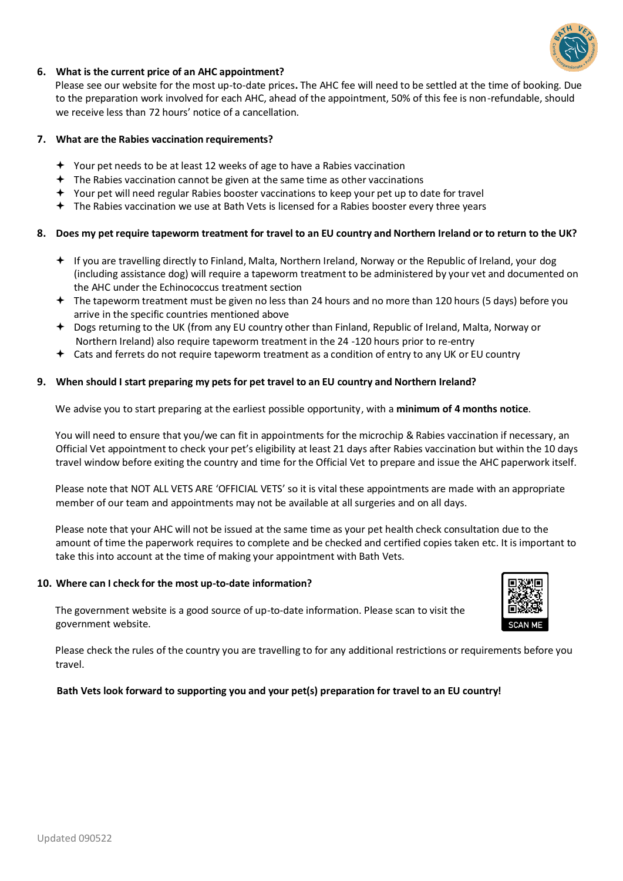6. **What is the current price of an AHC appointment?**
   Please see our website for the most up-to-date prices**.** The AHC fee will need to be settled at the time of booking. Due to the preparation work involved for each AHC, ahead of the appointment, 50% of this fee is non-refundable, should we receive less than 72 hours' notice of a cancellation.

7. **What are the Rabies vaccination requirements?**

   - Your pet needs to be at least 12 weeks of age to have a Rabies vaccination
   - The Rabies vaccination cannot be given at the same time as other vaccinations
   - Your pet will need regular Rabies booster vaccinations to keep your pet up to date for travel
   - The Rabies vaccination we use at Bath Vets is licensed for a Rabies booster every three years

8. **Does my pet require tapeworm treatment for travel to an EU country and Northern Ireland or to return to the UK?**

   - If you are travelling directly to Finland, Malta, Northern Ireland, Norway or the Republic of Ireland, your dog (including assistance dog) will require a tapeworm treatment to be administered by your vet and documented on the AHC under the Echinococcus treatment section
   - The tapeworm treatment must be given no less than 24 hours and no more than 120 hours (5 days) before you arrive in the specific countries mentioned above
   - Dogs returning to the UK (from any EU country other than Finland, Republic of Ireland, Malta, Norway or Northern Ireland) also require tapeworm treatment in the 24 -120 hours prior to re-entry
   - Cats and ferrets do not require tapeworm treatment as a condition of entry to any UK or EU country

9. **When should I start preparing my pets for pet travel to an EU country and Northern Ireland?**

   We advise you to start preparing at the earliest possible opportunity, with a **minimum of 4 months notice**.

   You will need to ensure that you/we can fit in appointments for the microchip & Rabies vaccination if necessary, an Official Vet appointment to check your pet's eligibility at least 21 days after Rabies vaccination but within the 10 days travel window before exiting the country and time for the Official Vet to prepare and issue the AHC paperwork itself.

   Please note that NOT ALL VETS ARE 'OFFICIAL VETS' so it is vital these appointments are made with an appropriate member of our team and appointments may not be available at all surgeries and on all days.

   Please note that your AHC will not be issued at the same time as your pet health check consultation due to the amount of time the paperwork requires to complete and be checked and certified copies taken etc. It is important to take this into account at the time of making your appointment with Bath Vets.

10. **Where can I check for the most up-to-date information?**

    The government website is a good source of up-to-date information. Please scan to visit the government website.

    SCAN ME

    Please check the rules of the country you are travelling to for any additional restrictions or requirements before you travel.

**Bath Vets look forward to supporting you and your pet(s) preparation for travel to an EU country!**

Updated 090522